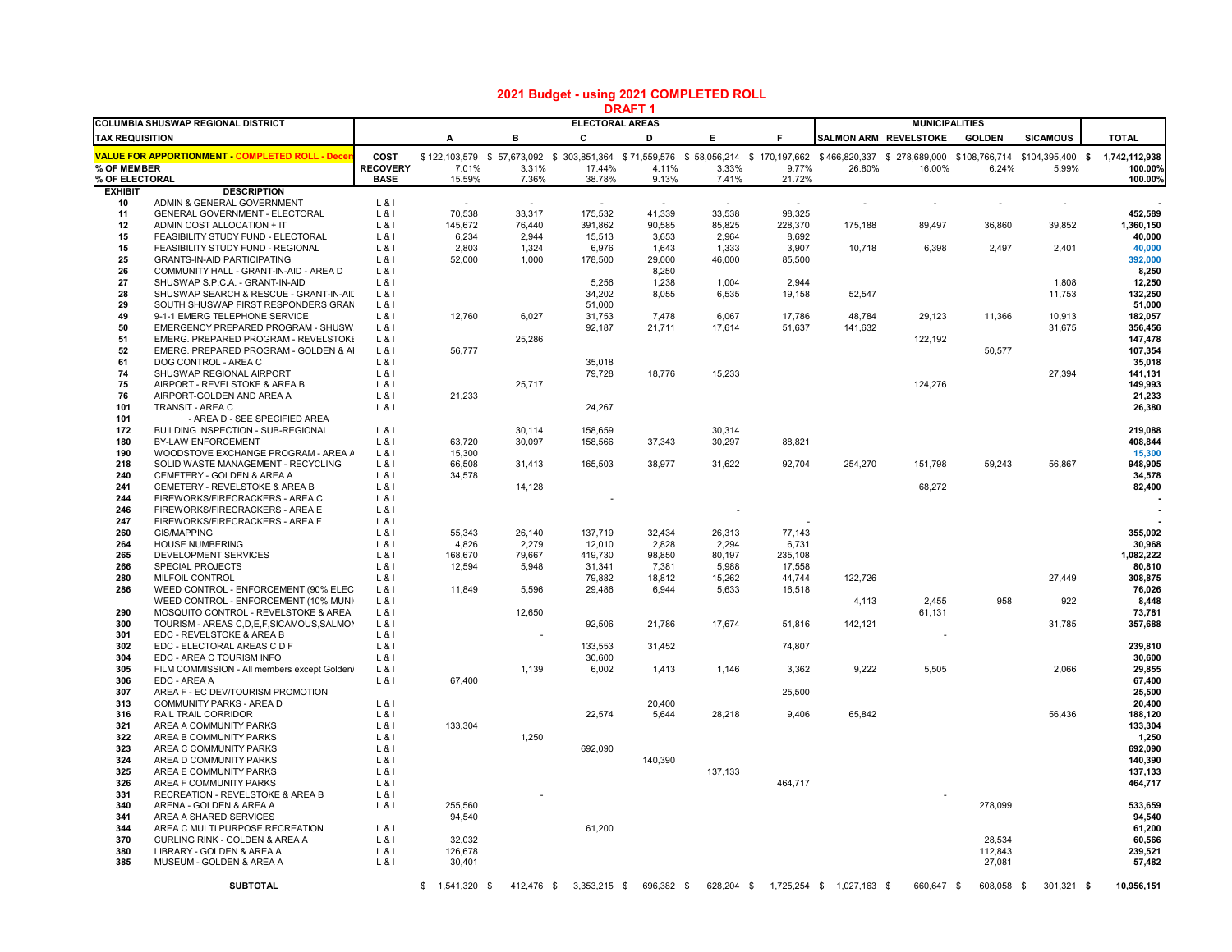# 2021 Budget - using 2021 COMPLETED ROLL

## DRAFT 1

| COLUMBIA SHUSWAP REGIONAL DISTRICT | | | ELECTORAL AREAS | | | | | | MUNICIPALITIES | | | | |
|---|---|---|---|---|---|---|---|---|---|---|---|---|---|
| **TAX REQUISITION** | | | **A** | **B** | **C** | **D** | **E** | **F** | **SALMON ARM** | **REVELSTOKE** | **GOLDEN** | **SICAMOUS** | **TOTAL** |
| **VALUE FOR APPORTIONMENT - COMPLETED ROLL - Decen** | | **COST** | $ 122,103,579 | $ 57,673,092 | $ 303,851,364 | $ 71,559,576 | $ 58,056,214 | $ 170,197,662 | $ 466,820,337 | $ 278,689,000 | $ 108,766,714 | $ 104,395,400 | $ 1,742,112,938 |
| **% OF MEMBER** | | **RECOVERY** | 7.01% | 3.31% | 17.44% | 4.11% | 3.33% | 9.77% | 26.80% | 16.00% | 6.24% | 5.99% | 100.00% |
| **% OF ELECTORAL** | | **BASE** | 15.59% | 7.36% | 38.78% | 9.13% | 7.41% | 21.72% | | | | | 100.00% |
| **EXHIBIT** | **DESCRIPTION** | | | | | | | | | | | | |
| 10 | ADMIN & GENERAL GOVERNMENT | L & I | - | - | - | - | - | - | - | - | - | - | - |
| 11 | GENERAL GOVERNMENT - ELECTORAL | L & I | 70,538 | 33,317 | 175,532 | 41,339 | 33,538 | 98,325 | | | | | 452,589 |
| 12 | ADMIN COST ALLOCATION + IT | L & I | 145,672 | 76,440 | 391,862 | 90,585 | 85,825 | 228,370 | 175,188 | 89,497 | 36,860 | 39,852 | 1,360,150 |
| 15 | FEASIBILITY STUDY FUND - ELECTORAL | L & I | 6,234 | 2,944 | 15,513 | 3,653 | 2,964 | 8,692 | | | | | 40,000 |
| 15 | FEASIBILITY STUDY FUND - REGIONAL | L & I | 2,803 | 1,324 | 6,976 | 1,643 | 1,333 | 3,907 | 10,718 | 6,398 | 2,497 | 2,401 | 40,000 |
| 25 | GRANTS-IN-AID PARTICIPATING | L & I | 52,000 | 1,000 | 178,500 | 29,000 | 46,000 | 85,500 | | | | | 392,000 |
| 26 | COMMUNITY HALL - GRANT-IN-AID - AREA D | L & I | | | | 8,250 | | | | | | | 8,250 |
| 27 | SHUSWAP S.P.C.A. - GRANT-IN-AID | L & I | | | 5,256 | 1,238 | 1,004 | 2,944 | | | | 1,808 | 12,250 |
| 28 | SHUSWAP SEARCH & RESCUE - GRANT-IN-AII | L & I | | | 34,202 | 8,055 | 6,535 | 19,158 | 52,547 | | | 11,753 | 132,250 |
| 29 | SOUTH SHUSWAP FIRST RESPONDERS GRAN | L & I | | | 51,000 | | | | | | | | 51,000 |
| 49 | 9-1-1 EMERG TELEPHONE SERVICE | L & I | 12,760 | 6,027 | 31,753 | 7,478 | 6,067 | 17,786 | 48,784 | 29,123 | 11,366 | 10,913 | 182,057 |
| 50 | EMERGENCY PREPARED PROGRAM - SHUSW | L & I | | | 92,187 | 21,711 | 17,614 | 51,637 | 141,632 | | | 31,675 | 356,456 |
| 51 | EMERG. PREPARED PROGRAM - REVELSTOKI | L & I | | 25,286 | | | | | | 122,192 | | | 147,478 |
| 52 | EMERG. PREPARED PROGRAM - GOLDEN & AI | L & I | 56,777 | | | | | | | | 50,577 | | 107,354 |
| 61 | DOG CONTROL - AREA C | L & I | | | 35,018 | | | | | | | | 35,018 |
| 74 | SHUSWAP REGIONAL AIRPORT | L & I | | | 79,728 | 18,776 | 15,233 | | | | | 27,394 | 141,131 |
| 75 | AIRPORT - REVELSTOKE & AREA B | L & I | | 25,717 | | | | | | 124,276 | | | 149,993 |
| 76 | AIRPORT-GOLDEN AND AREA A | L & I | 21,233 | | | | | | | | | | 21,233 |
| 101 | TRANSIT - AREA C | L & I | | | 24,267 | | | | | | | | 26,380 |
| 101 | - AREA D - SEE SPECIFIED AREA | | | | | | | | | | | | |
| 172 | BUILDING INSPECTION - SUB-REGIONAL | L & I | | 30,114 | 158,659 | | 30,314 | | | | | | 219,088 |
| 180 | BY-LAW ENFORCEMENT | L & I | 63,720 | 30,097 | 158,566 | 37,343 | 30,297 | 88,821 | | | | | 408,844 |
| 190 | WOODSTOVE EXCHANGE PROGRAM - AREA A | L & I | 15,300 | | | | | | | | | | 15,300 |
| 218 | SOLID WASTE MANAGEMENT - RECYCLING | L & I | 66,508 | 31,413 | 165,503 | 38,977 | 31,622 | 92,704 | 254,270 | 151,798 | 59,243 | 56,867 | 948,905 |
| 240 | CEMETERY - GOLDEN & AREA A | L & I | 34,578 | | | | | | | | | | 34,578 |
| 241 | CEMETERY - REVELSTOKE & AREA B | L & I | | 14,128 | | | | | | 68,272 | | | 82,400 |
| 244 | FIREWORKS/FIRECRACKERS - AREA C | L & I | | | - | | | | | | | | - |
| 246 | FIREWORKS/FIRECRACKERS - AREA E | L & I | | | | | - | | | | | | - |
| 247 | FIREWORKS/FIRECRACKERS - AREA F | L & I | | | | | | - | | | | | - |
| 260 | GIS/MAPPING | L & I | 55,343 | 26,140 | 137,719 | 32,434 | 26,313 | 77,143 | | | | | 355,092 |
| 264 | HOUSE NUMBERING | L & I | 4,826 | 2,279 | 12,010 | 2,828 | 2,294 | 6,731 | | | | | 30,968 |
| 265 | DEVELOPMENT SERVICES | L & I | 168,670 | 79,667 | 419,730 | 98,850 | 80,197 | 235,108 | | | | | 1,082,222 |
| 266 | SPECIAL PROJECTS | L & I | 12,594 | 5,948 | 31,341 | 7,381 | 5,988 | 17,558 | | | | | 80,810 |
| 280 | MILFOIL CONTROL | L & I | | | 79,882 | 18,812 | 15,262 | 44,744 | 122,726 | | | 27,449 | 308,875 |
| 286 | WEED CONTROL - ENFORCEMENT (90% ELEC | L & I | 11,849 | 5,596 | 29,486 | 6,944 | 5,633 | 16,518 | | | | | 76,026 |
| | WEED CONTROL - ENFORCEMENT (10% MUNI | L & I | | | | | | | 4,113 | 2,455 | 958 | 922 | 8,448 |
| 290 | MOSQUITO CONTROL - REVELSTOKE & AREA | L & I | | 12,650 | | | | | | 61,131 | | | 73,781 |
| 300 | TOURISM - AREAS C,D,E,F,SICAMOUS,SALMON | L & I | | | 92,506 | 21,786 | 17,674 | 51,816 | 142,121 | | | 31,785 | 357,688 |
| 301 | EDC - REVELSTOKE & AREA B | L & I | | - | | | | | | - | | | |
| 302 | EDC - ELECTORAL AREAS C D F | L & I | | | 133,553 | 31,452 | | 74,807 | | | | | 239,810 |
| 304 | EDC - AREA C TOURISM INFO | L & I | | | 30,600 | | | | | | | | 30,600 |
| 305 | FILM COMMISSION - All members except Golden/ | L & I | | 1,139 | 6,002 | 1,413 | 1,146 | 3,362 | 9,222 | 5,505 | | 2,066 | 29,855 |
| 306 | EDC - AREA A | L & I | 67,400 | | | | | | | | | | 67,400 |
| 307 | AREA F - EC DEV/TOURISM PROMOTION | | | | | | | 25,500 | | | | | 25,500 |
| 313 | COMMUNITY PARKS - AREA D | L & I | | | | 20,400 | | | | | | | 20,400 |
| 316 | RAIL TRAIL CORRIDOR | L & I | | | 22,574 | 5,644 | 28,218 | 9,406 | 65,842 | | | 56,436 | 188,120 |
| 321 | AREA A COMMUNITY PARKS | L & I | 133,304 | | | | | | | | | | 133,304 |
| 322 | AREA B COMMUNITY PARKS | L & I | | 1,250 | | | | | | | | | 1,250 |
| 323 | AREA C COMMUNITY PARKS | L & I | | | 692,090 | | | | | | | | 692,090 |
| 324 | AREA D COMMUNITY PARKS | L & I | | | | 140,390 | | | | | | | 140,390 |
| 325 | AREA E COMMUNITY PARKS | L & I | | | | | 137,133 | | | | | | 137,133 |
| 326 | AREA F COMMUNITY PARKS | L & I | | | | | | 464,717 | | | | | 464,717 |
| 331 | RECREATION - REVELSTOKE & AREA B | L & I | | - | | | | | | - | | | |
| 340 | ARENA - GOLDEN & AREA A | L & I | 255,560 | | | | | | | | 278,099 | | 533,659 |
| 341 | AREA A SHARED SERVICES | | 94,540 | | | | | | | | | | 94,540 |
| 344 | AREA C MULTI PURPOSE RECREATION | L & I | | | 61,200 | | | | | | | | 61,200 |
| 370 | CURLING RINK - GOLDEN & AREA A | L & I | 32,032 | | | | | | | | 28,534 | | 60,566 |
| 380 | LIBRARY - GOLDEN & AREA A | L & I | 126,678 | | | | | | | | 112,843 | | 239,521 |
| 385 | MUSEUM - GOLDEN & AREA A | L & I | 30,401 | | | | | | | | 27,081 | | 57,482 |
| | **SUBTOTAL** | | $ 1,541,320 | $ 412,476 | $ 3,353,215 | $ 696,382 | $ 628,204 | $ 1,725,254 | $ 1,027,163 | $ 660,647 | $ 608,058 | $ 301,321 | **$ 10,956,151** |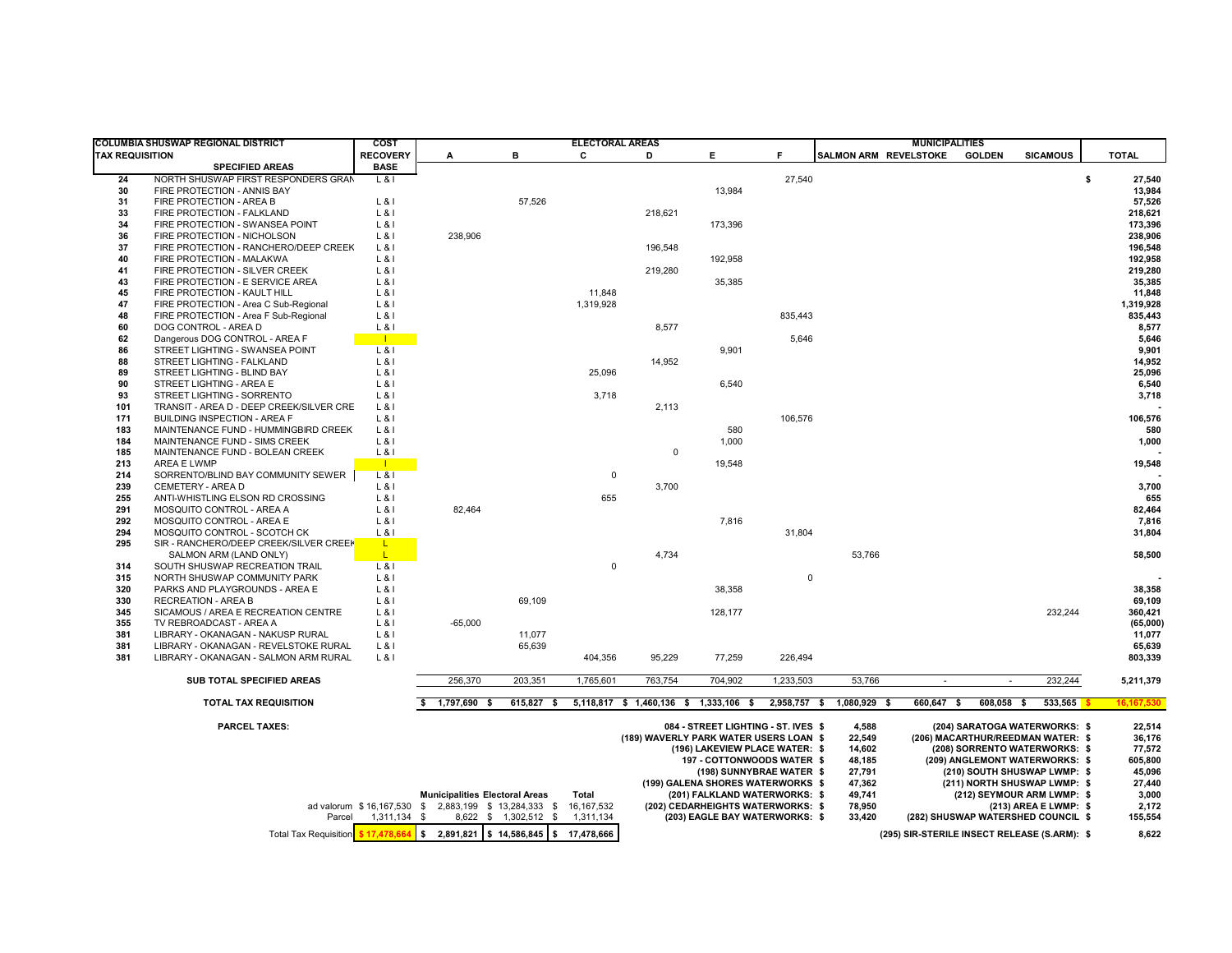| COLUMBIA SHUSWAP REGIONAL DISTRICT | | COST | ELECTORAL AREAS | | | | | | MUNICIPALITIES | | | | |
|---|---|---|---|---|---|---|---|---|---|---|---|---|---|
| TAX REQUISITION | | RECOVERY | A | B | C | D | E | F | SALMON ARM | REVELSTOKE | GOLDEN | SICAMOUS | TOTAL |
| | SPECIFIED AREAS | BASE | | | | | | | | | | | |
| 24 | NORTH SHUSWAP FIRST RESPONDERS GRAN | L & I | | | | | | 27,540 | | | | | $ 27,540 |
| 30 | FIRE PROTECTION - ANNIS BAY | | | | | | 13,984 | | | | | | 13,984 |
| 31 | FIRE PROTECTION - AREA B | L & I | | 57,526 | | | | | | | | | 57,526 |
| 33 | FIRE PROTECTION - FALKLAND | L & I | | | | 218,621 | | | | | | | 218,621 |
| 34 | FIRE PROTECTION - SWANSEA POINT | L & I | | | | | 173,396 | | | | | | 173,396 |
| 36 | FIRE PROTECTION - NICHOLSON | L & I | 238,906 | | | | | | | | | | 238,906 |
| 37 | FIRE PROTECTION - RANCHERO/DEEP CREEK | L & I | | | | 196,548 | | | | | | | 196,548 |
| 40 | FIRE PROTECTION - MALAKWA | L & I | | | | | 192,958 | | | | | | 192,958 |
| 41 | FIRE PROTECTION - SILVER CREEK | L & I | | | | 219,280 | | | | | | | 219,280 |
| 43 | FIRE PROTECTION - E SERVICE AREA | L & I | | | | | 35,385 | | | | | | 35,385 |
| 45 | FIRE PROTECTION - KAULT HILL | L & I | | | 11,848 | | | | | | | | 11,848 |
| 47 | FIRE PROTECTION - Area C Sub-Regional | L & I | | | 1,319,928 | | | | | | | | 1,319,928 |
| 48 | FIRE PROTECTION - Area F Sub-Regional | L & I | | | | | | 835,443 | | | | | 835,443 |
| 60 | DOG CONTROL - AREA D | L & I | | | | 8,577 | | | | | | | 8,577 |
| 62 | Dangerous DOG CONTROL - AREA F | I | | | | | | 5,646 | | | | | 5,646 |
| 86 | STREET LIGHTING - SWANSEA POINT | L & I | | | | | 9,901 | | | | | | 9,901 |
| 88 | STREET LIGHTING - FALKLAND | L & I | | | | 14,952 | | | | | | | 14,952 |
| 89 | STREET LIGHTING - BLIND BAY | L & I | | | 25,096 | | | | | | | | 25,096 |
| 90 | STREET LIGHTING - AREA E | L & I | | | | | 6,540 | | | | | | 6,540 |
| 93 | STREET LIGHTING - SORRENTO | L & I | | | 3,718 | | | | | | | | 3,718 |
| 101 | TRANSIT - AREA D - DEEP CREEK/SILVER CRE | L & I | | | | 2,113 | | | | | | | - |
| 171 | BUILDING INSPECTION - AREA F | L & I | | | | | | 106,576 | | | | | 106,576 |
| 183 | MAINTENANCE FUND - HUMMINGBIRD CREEK | L & I | | | | | 580 | | | | | | 580 |
| 184 | MAINTENANCE FUND - SIMS CREEK | L & I | | | | | 1,000 | | | | | | 1,000 |
| 185 | MAINTENANCE FUND - BOLEAN CREEK | L & I | | | | 0 | | | | | | | - |
| 213 | AREA E LWMP | I | | | | | 19,548 | | | | | | 19,548 |
| 214 | SORRENTO/BLIND BAY COMMUNITY SEWER | L & I | | | 0 | | | | | | | | - |
| 239 | CEMETERY - AREA D | L & I | | | | 3,700 | | | | | | | 3,700 |
| 255 | ANTI-WHISTLING ELSON RD CROSSING | L & I | | | 655 | | | | | | | | 655 |
| 291 | MOSQUITO CONTROL - AREA A | L & I | 82,464 | | | | | | | | | | 82,464 |
| 292 | MOSQUITO CONTROL - AREA E | L & I | | | | | 7,816 | | | | | | 7,816 |
| 294 | MOSQUITO CONTROL - SCOTCH CK | L & I | | | | | | 31,804 | | | | | 31,804 |
| 295 | SIR - RANCHERO/DEEP CREEK/SILVER CREEK | L | | | | | | | | | | | |
| | SALMON ARM (LAND ONLY) | L | | | | 4,734 | | | 53,766 | | | | 58,500 |
| 314 | SOUTH SHUSWAP RECREATION TRAIL | L & I | | | 0 | | | | | | | | - |
| 315 | NORTH SHUSWAP COMMUNITY PARK | L & I | | | | | | 0 | | | | | - |
| 320 | PARKS AND PLAYGROUNDS - AREA E | L & I | | | | | 38,358 | | | | | | 38,358 |
| 330 | RECREATION - AREA B | L & I | | 69,109 | | | | | | | | | 69,109 |
| 345 | SICAMOUS / AREA E RECREATION CENTRE | L & I | | | | | 128,177 | | | | | 232,244 | 360,421 |
| 355 | TV REBROADCAST - AREA A | L & I | -65,000 | | | | | | | | | | (65,000) |
| 381 | LIBRARY - OKANAGAN - NAKUSP RURAL | L & I | | 11,077 | | | | | | | | | 11,077 |
| 381 | LIBRARY - OKANAGAN - REVELSTOKE RURAL | L & I | | 65,639 | | | | | | | | | 65,639 |
| 381 | LIBRARY - OKANAGAN - SALMON ARM RURAL | L & I | | | 404,356 | 95,229 | 77,259 | 226,494 | | | | | 803,339 |
| | SUB TOTAL SPECIFIED AREAS | | 256,370 | 203,351 | 1,765,601 | 763,754 | 704,902 | 1,233,503 | 53,766 | - | - | 232,244 | 5,211,379 |
| | TOTAL TAX REQUISITION | | $ 1,797,690 | $ 615,827 | $ 5,118,817 | $ 1,460,136 | $ 1,333,106 | $ 2,958,757 | $ 1,080,929 | $ 660,647 | $ 608,058 | $ 533,565 | $ 16,167,530 |

**PARCEL TAXES:**

| | | |
|---|---|---|
| 084 - STREET LIGHTING - ST. IVES | $ | 4,588 |
| (189) WAVERLY PARK WATER USERS LOAN | $ | 22,549 |
| (196) LAKEVIEW PLACE WATER: | $ | 14,602 |
| 197 - COTTONWOODS WATER | $ | 48,185 |
| (198) SUNNYBRAE WATER | $ | 27,791 |
| (199) GALENA SHORES WATERWORKS | $ | 47,362 |
| (201) FALKLAND WATERWORKS: | $ | 49,741 |
| (202) CEDARHEIGHTS WATERWORKS: | $ | 78,950 |
| (203) EAGLE BAY WATERWORKS: | $ | 33,420 |
| (204) SARATOGA WATERWORKS: | $ | 22,514 |
| (206) MACARTHUR/REEDMAN WATER: | $ | 36,176 |
| (208) SORRENTO WATERWORKS: | $ | 77,572 |
| (209) ANGLEMONT WATERWORKS: | $ | 605,800 |
| (210) SOUTH SHUSWAP LWMP: | $ | 45,096 |
| (211) NORTH SHUSWAP LWMP: | $ | 27,440 |
| (212) SEYMOUR ARM LWMP: | $ | 3,000 |
| (213) AREA E LWMP: | $ | 2,172 |
| (282) SHUSWAP WATERSHED COUNCIL | $ | 155,554 |
| (295) SIR-STERILE INSECT RELEASE (S.ARM): | $ | 8,622 |

| | | Municipalities | Electoral Areas | Total |
|---|---|---|---|---|
| ad valorum | $ 16,167,530 | $ 2,883,199 | $ 13,284,333 | $ 16,167,532 |
| Parcel | 1,311,134 | $ 8,622 | $ 1,302,512 | $ 1,311,134 |
| Total Tax Requisition | $ 17,478,664 | $ 2,891,821 | $ 14,586,845 | $ 17,478,666 |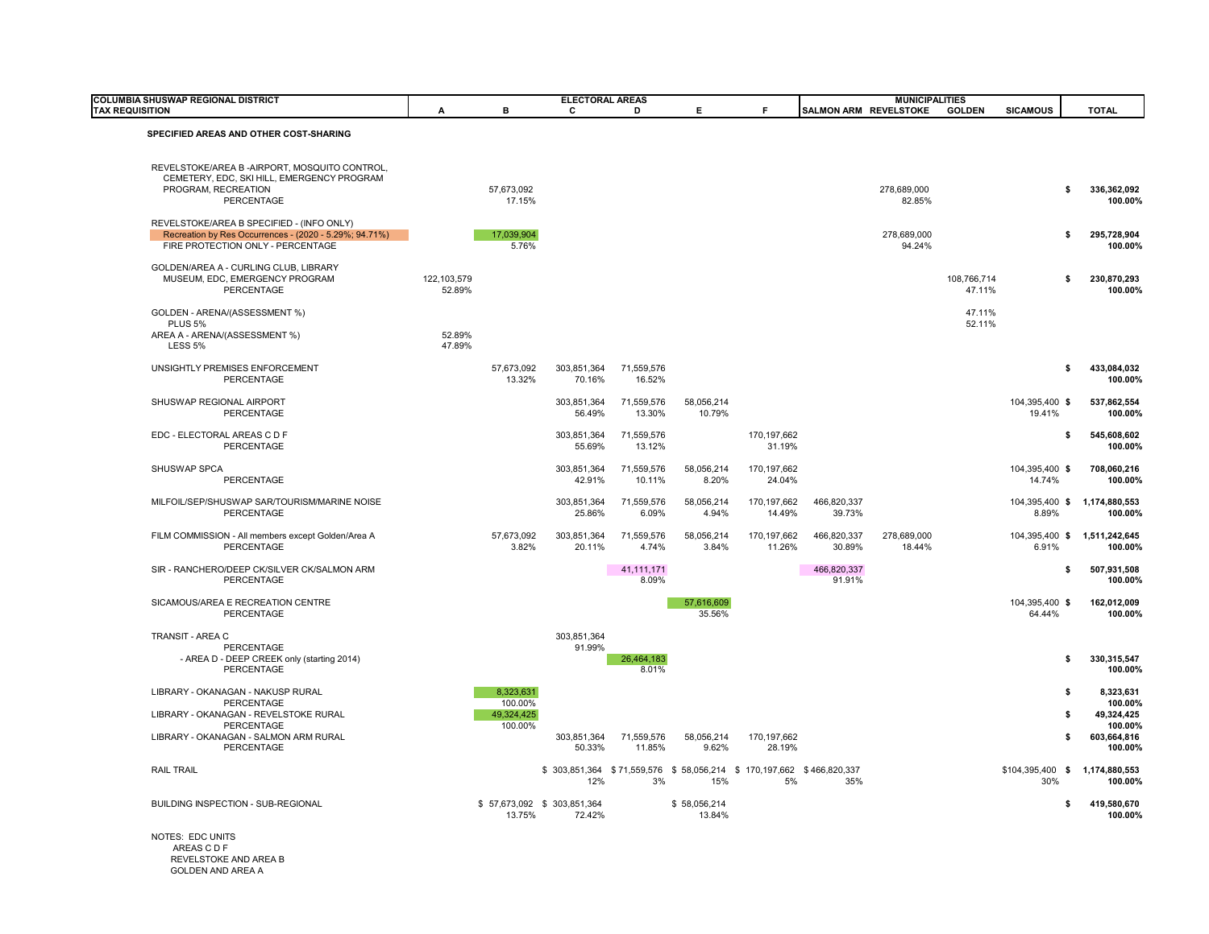| COLUMBIA SHUSWAP REGIONAL DISTRICT TAX REQUISITION | ELECTORAL AREAS A | B | C | D | E | F | MUNICIPALITIES SALMON ARM | REVELSTOKE | GOLDEN | SICAMOUS | TOTAL |
|---|---|---|---|---|---|---|---|---|---|---|---|
| **SPECIFIED AREAS AND OTHER COST-SHARING** | | | | | | | | | | | |
| REVELSTOKE/AREA B -AIRPORT, MOSQUITO CONTROL, CEMETERY, EDC, SKI HILL, EMERGENCY PROGRAM PROGRAM, RECREATION | | 57,673,092 | | | | | | 278,689,000 | | | $ 336,362,092 |
| PERCENTAGE | | 17.15% | | | | | | 82.85% | | | 100.00% |
| REVELSTOKE/AREA B SPECIFIED - (INFO ONLY) | | | | | | | | | | | |
| Recreation by Res Occurrences - (2020 - 5.29%; 94.71%) | | 17,039,904 | | | | | | 278,689,000 | | | $ 295,728,904 |
| FIRE PROTECTION ONLY - PERCENTAGE | | 5.76% | | | | | | 94.24% | | | 100.00% |
| GOLDEN/AREA A - CURLING CLUB, LIBRARY MUSEUM, EDC, EMERGENCY PROGRAM | 122,103,579 | | | | | | | | 108,766,714 | | $ 230,870,293 |
| PERCENTAGE | 52.89% | | | | | | | | 47.11% | | 100.00% |
| GOLDEN - ARENA/(ASSESSMENT %) PLUS 5% | | | | | | | | | 47.11% 52.11% | | |
| AREA A - ARENA/(ASSESSMENT %) LESS 5% | 52.89% 47.89% | | | | | | | | | | |
| UNSIGHTLY PREMISES ENFORCEMENT | | 57,673,092 | 303,851,364 | 71,559,576 | | | | | | | $ 433,084,032 |
| PERCENTAGE | | 13.32% | 70.16% | 16.52% | | | | | | | 100.00% |
| SHUSWAP REGIONAL AIRPORT | | | 303,851,364 | 71,559,576 | 58,056,214 | | | | | 104,395,400 | $ 537,862,554 |
| PERCENTAGE | | | 56.49% | 13.30% | 10.79% | | | | | 19.41% | 100.00% |
| EDC - ELECTORAL AREAS C D F | | | 303,851,364 | 71,559,576 | | 170,197,662 | | | | | $ 545,608,602 |
| PERCENTAGE | | | 55.69% | 13.12% | | 31.19% | | | | | 100.00% |
| SHUSWAP SPCA | | | 303,851,364 | 71,559,576 | 58,056,214 | 170,197,662 | | | | 104,395,400 | $ 708,060,216 |
| PERCENTAGE | | | 42.91% | 10.11% | 8.20% | 24.04% | | | | 14.74% | 100.00% |
| MILFOIL/SEP/SHUSWAP SAR/TOURISM/MARINE NOISE | | | 303,851,364 | 71,559,576 | 58,056,214 | 170,197,662 | 466,820,337 | | | 104,395,400 | $ 1,174,880,553 |
| PERCENTAGE | | | 25.86% | 6.09% | 4.94% | 14.49% | 39.73% | | | 8.89% | 100.00% |
| FILM COMMISSION - All members except Golden/Area A | | 57,673,092 | 303,851,364 | 71,559,576 | 58,056,214 | 170,197,662 | 466,820,337 | 278,689,000 | | 104,395,400 | $ 1,511,242,645 |
| PERCENTAGE | | 3.82% | 20.11% | 4.74% | 3.84% | 11.26% | 30.89% | 18.44% | | 6.91% | 100.00% |
| SIR - RANCHERO/DEEP CK/SILVER CK/SALMON ARM | | | | 41,111,171 | | | 466,820,337 | | | | $ 507,931,508 |
| PERCENTAGE | | | | 8.09% | | | 91.91% | | | | 100.00% |
| SICAMOUS/AREA E RECREATION CENTRE | | | | | 57,616,609 | | | | | 104,395,400 | $ 162,012,009 |
| PERCENTAGE | | | | | 35.56% | | | | | 64.44% | 100.00% |
| TRANSIT - AREA C | | | 303,851,364 | | | | | | | | |
| PERCENTAGE | | | 91.99% | | | | | | | | |
| - AREA D - DEEP CREEK only (starting 2014) | | | | 26,464,183 | | | | | | | $ 330,315,547 |
| PERCENTAGE | | | | 8.01% | | | | | | | 100.00% |
| LIBRARY - OKANAGAN - NAKUSP RURAL | | 8,323,631 | | | | | | | | | $ 8,323,631 |
| PERCENTAGE | | 100.00% | | | | | | | | | 100.00% |
| LIBRARY - OKANAGAN - REVELSTOKE RURAL | | 49,324,425 | | | | | | | | | $ 49,324,425 |
| PERCENTAGE | | 100.00% | | | | | | | | | 100.00% |
| LIBRARY - OKANAGAN - SALMON ARM RURAL | | | 303,851,364 | 71,559,576 | 58,056,214 | 170,197,662 | | | | | $ 603,664,816 |
| PERCENTAGE | | | 50.33% | 11.85% | 9.62% | 28.19% | | | | | 100.00% |
| RAIL TRAIL | | | $ 303,851,364 | $ 71,559,576 | $ 58,056,214 | $ 170,197,662 | $ 466,820,337 | | | $104,395,400 | $ 1,174,880,553 |
| | | | 12% | 3% | 15% | 5% | 35% | | | 30% | 100.00% |
| BUILDING INSPECTION - SUB-REGIONAL | | $ 57,673,092 | $ 303,851,364 | | $ 58,056,214 | | | | | | $ 419,580,670 |
| | | 13.75% | 72.42% | | 13.84% | | | | | | 100.00% |

NOTES: EDC UNITS
- AREAS C D F
- REVELSTOKE AND AREA B
- GOLDEN AND AREA A